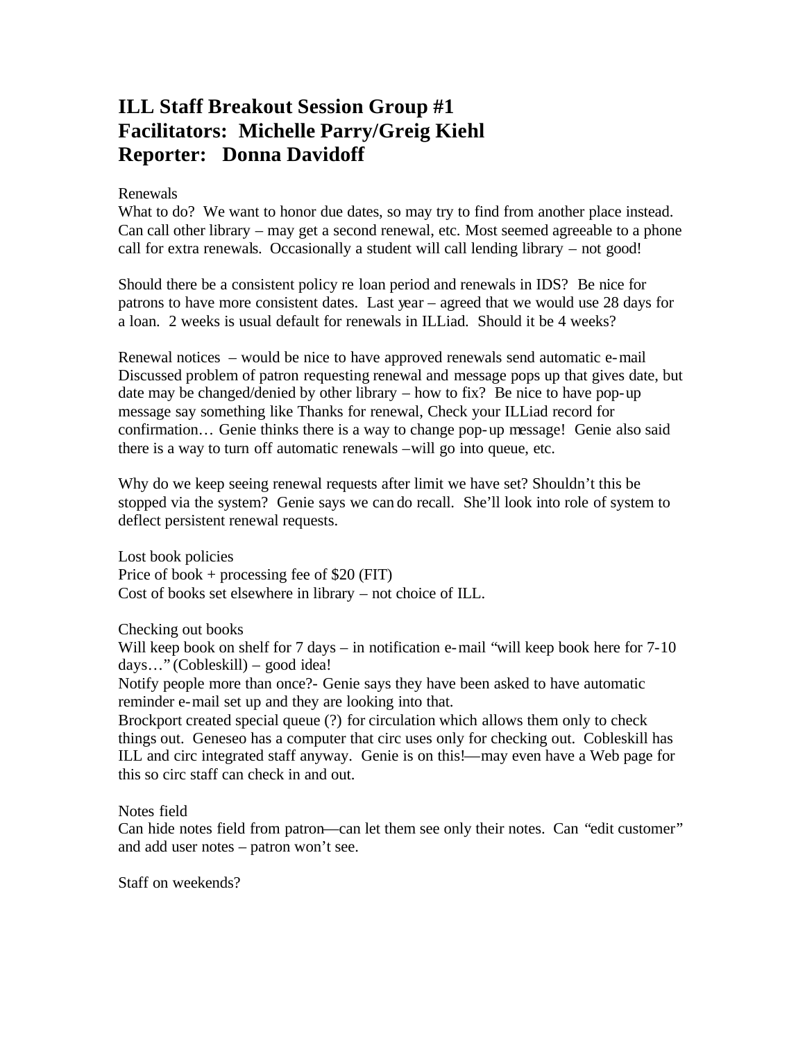# ILL Staff Breakout Session Group #1
# Facilitators: Michelle Parry/Greig Kiehl
# Reporter: Donna Davidoff

Renewals
What to do? We want to honor due dates, so may try to find from another place instead. Can call other library – may get a second renewal, etc. Most seemed agreeable to a phone call for extra renewals. Occasionally a student will call lending library – not good!

Should there be a consistent policy re loan period and renewals in IDS? Be nice for patrons to have more consistent dates. Last year – agreed that we would use 28 days for a loan. 2 weeks is usual default for renewals in ILLiad. Should it be 4 weeks?

Renewal notices – would be nice to have approved renewals send automatic e-mail Discussed problem of patron requesting renewal and message pops up that gives date, but date may be changed/denied by other library – how to fix? Be nice to have pop-up message say something like Thanks for renewal, Check your ILLiad record for confirmation… Genie thinks there is a way to change pop-up message! Genie also said there is a way to turn off automatic renewals –will go into queue, etc.

Why do we keep seeing renewal requests after limit we have set? Shouldn't this be stopped via the system? Genie says we can do recall. She'll look into role of system to deflect persistent renewal requests.

Lost book policies
Price of book + processing fee of $20 (FIT)
Cost of books set elsewhere in library – not choice of ILL.

Checking out books
Will keep book on shelf for 7 days – in notification e-mail "will keep book here for 7-10 days…" (Cobleskill) – good idea!
Notify people more than once?- Genie says they have been asked to have automatic reminder e-mail set up and they are looking into that.
Brockport created special queue (?) for circulation which allows them only to check things out. Geneseo has a computer that circ uses only for checking out. Cobleskill has ILL and circ integrated staff anyway. Genie is on this!—may even have a Web page for this so circ staff can check in and out.

Notes field
Can hide notes field from patron—can let them see only their notes. Can "edit customer" and add user notes – patron won't see.

Staff on weekends?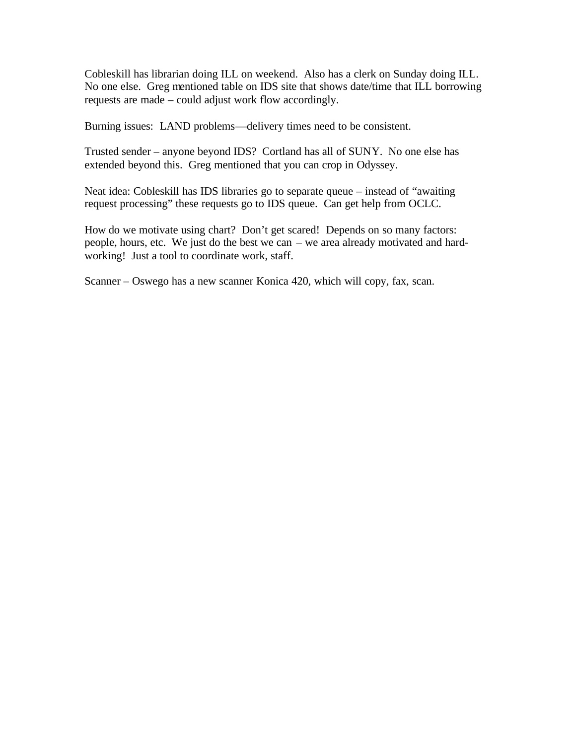Cobleskill has librarian doing ILL on weekend. Also has a clerk on Sunday doing ILL. No one else. Greg mentioned table on IDS site that shows date/time that ILL borrowing requests are made – could adjust work flow accordingly.

Burning issues: LAND problems—delivery times need to be consistent.

Trusted sender – anyone beyond IDS? Cortland has all of SUNY. No one else has extended beyond this. Greg mentioned that you can crop in Odyssey.

Neat idea: Cobleskill has IDS libraries go to separate queue – instead of "awaiting request processing" these requests go to IDS queue. Can get help from OCLC.

How do we motivate using chart? Don't get scared! Depends on so many factors: people, hours, etc. We just do the best we can – we area already motivated and hard-working! Just a tool to coordinate work, staff.

Scanner – Oswego has a new scanner Konica 420, which will copy, fax, scan.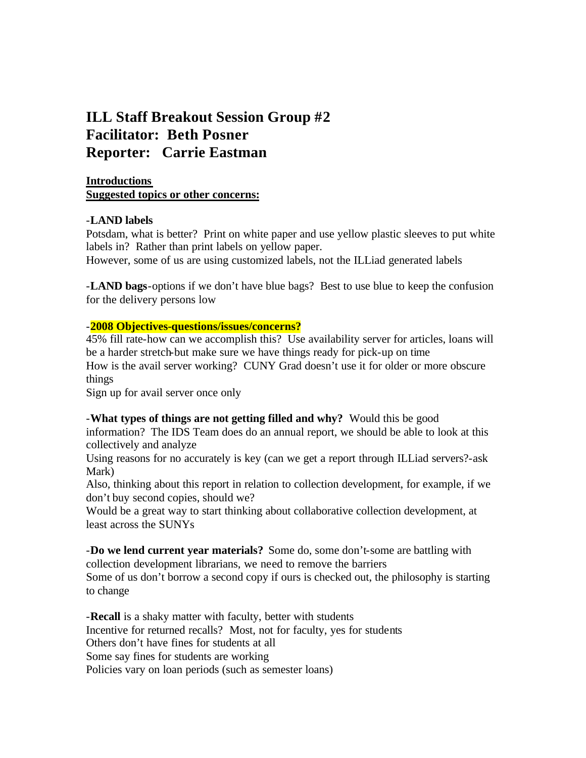# ILL Staff Breakout Session Group #2
# Facilitator: Beth Posner
# Reporter: Carrie Eastman

**Introductions**
**Suggested topics or other concerns:**

**-LAND labels**
Potsdam, what is better? Print on white paper and use yellow plastic sleeves to put white labels in? Rather than print labels on yellow paper.
However, some of us are using customized labels, not the ILLiad generated labels

-**LAND bags**-options if we don't have blue bags? Best to use blue to keep the confusion for the delivery persons low

-**2008 Objectives-questions/issues/concerns?**
45% fill rate-how can we accomplish this? Use availability server for articles, loans will be a harder stretch-but make sure we have things ready for pick-up on time
How is the avail server working? CUNY Grad doesn't use it for older or more obscure things
Sign up for avail server once only

-**What types of things are not getting filled and why?** Would this be good information? The IDS Team does do an annual report, we should be able to look at this collectively and analyze
Using reasons for no accurately is key (can we get a report through ILLiad servers?-ask Mark)
Also, thinking about this report in relation to collection development, for example, if we don't buy second copies, should we?
Would be a great way to start thinking about collaborative collection development, at least across the SUNYs

-**Do we lend current year materials?** Some do, some don't-some are battling with collection development librarians, we need to remove the barriers
Some of us don't borrow a second copy if ours is checked out, the philosophy is starting to change

-**Recall** is a shaky matter with faculty, better with students
Incentive for returned recalls? Most, not for faculty, yes for students
Others don't have fines for students at all
Some say fines for students are working
Policies vary on loan periods (such as semester loans)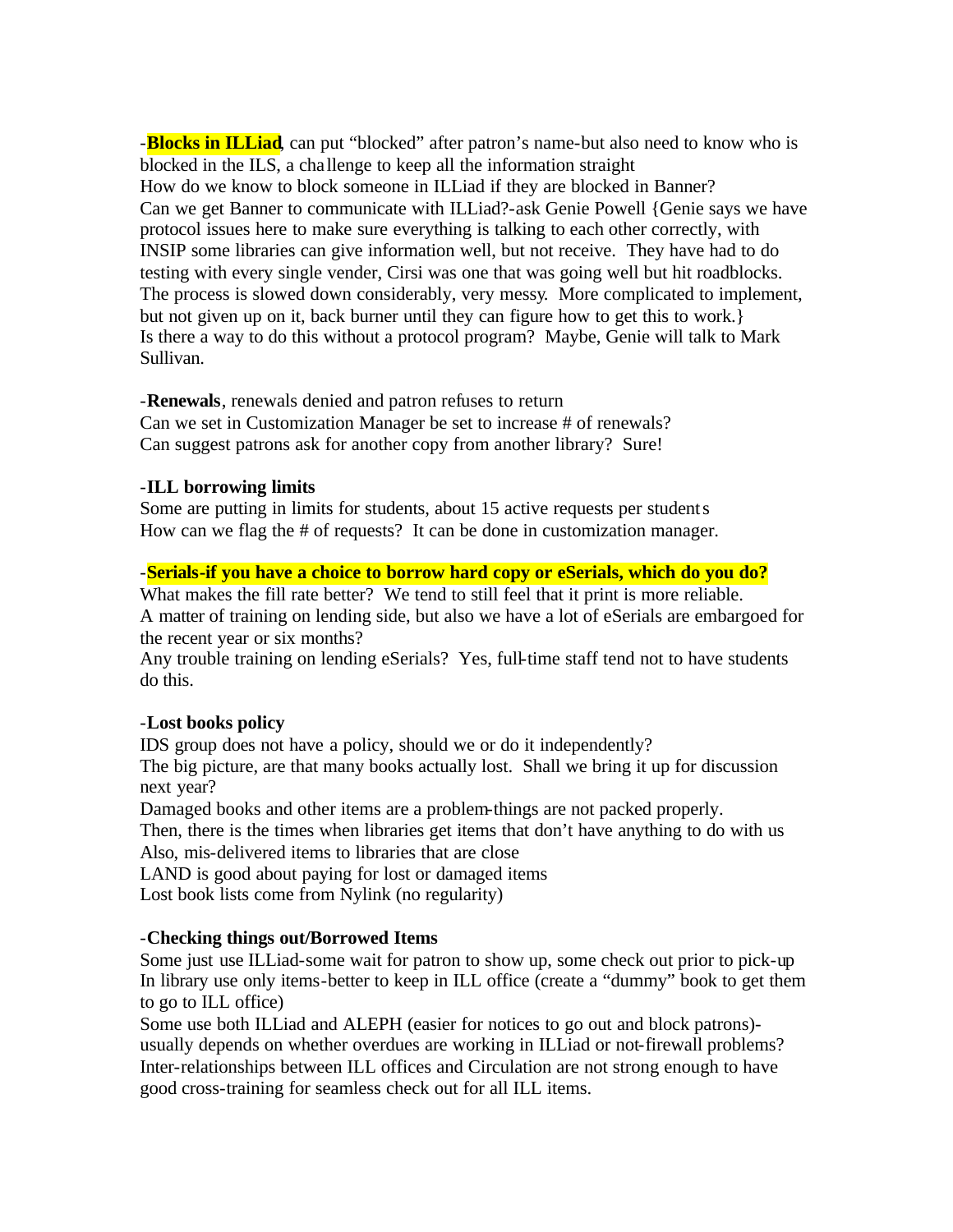-**Blocks in ILLiad**, can put "blocked" after patron's name-but also need to know who is blocked in the ILS, a challenge to keep all the information straight

How do we know to block someone in ILLiad if they are blocked in Banner?

Can we get Banner to communicate with ILLiad?-ask Genie Powell {Genie says we have protocol issues here to make sure everything is talking to each other correctly, with INSIP some libraries can give information well, but not receive. They have had to do testing with every single vender, Cirsi was one that was going well but hit roadblocks. The process is slowed down considerably, very messy. More complicated to implement, but not given up on it, back burner until they can figure how to get this to work.}

Is there a way to do this without a protocol program? Maybe, Genie will talk to Mark Sullivan.

-**Renewals**, renewals denied and patron refuses to return

Can we set in Customization Manager be set to increase # of renewals?

Can suggest patrons ask for another copy from another library? Sure!

-**ILL borrowing limits**

Some are putting in limits for students, about 15 active requests per students

How can we flag the # of requests? It can be done in customization manager.

-**Serials-if you have a choice to borrow hard copy or eSerials, which do you do?**

What makes the fill rate better? We tend to still feel that it print is more reliable.

A matter of training on lending side, but also we have a lot of eSerials are embargoed for the recent year or six months?

Any trouble training on lending eSerials? Yes, full-time staff tend not to have students do this.

-**Lost books policy**

IDS group does not have a policy, should we or do it independently?

The big picture, are that many books actually lost. Shall we bring it up for discussion next year?

Damaged books and other items are a problem-things are not packed properly.

Then, there is the times when libraries get items that don't have anything to do with us

Also, mis-delivered items to libraries that are close

LAND is good about paying for lost or damaged items

Lost book lists come from Nylink (no regularity)

-**Checking things out/Borrowed Items**

Some just use ILLiad-some wait for patron to show up, some check out prior to pick-up

In library use only items-better to keep in ILL office (create a "dummy" book to get them to go to ILL office)

Some use both ILLiad and ALEPH (easier for notices to go out and block patrons)-usually depends on whether overdues are working in ILLiad or not-firewall problems?

Inter-relationships between ILL offices and Circulation are not strong enough to have good cross-training for seamless check out for all ILL items.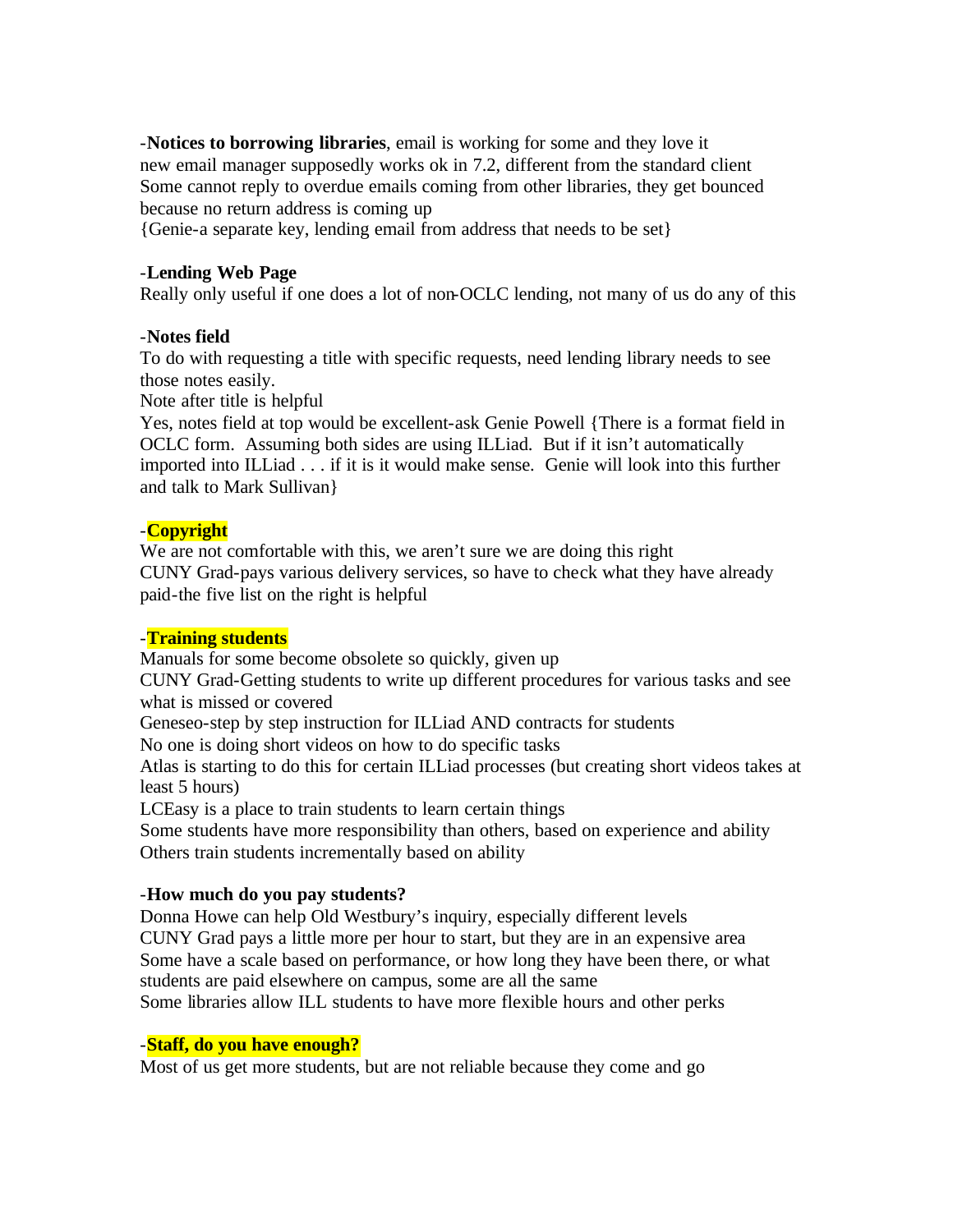-**Notices to borrowing libraries**, email is working for some and they love it
new email manager supposedly works ok in 7.2, different from the standard client
Some cannot reply to overdue emails coming from other libraries, they get bounced because no return address is coming up
{Genie-a separate key, lending email from address that needs to be set}

-**Lending Web Page**
Really only useful if one does a lot of non-OCLC lending, not many of us do any of this

-**Notes field**
To do with requesting a title with specific requests, need lending library needs to see those notes easily.
Note after title is helpful
Yes, notes field at top would be excellent-ask Genie Powell {There is a format field in OCLC form. Assuming both sides are using ILLiad. But if it isn't automatically imported into ILLiad . . . if it is it would make sense. Genie will look into this further and talk to Mark Sullivan}

-**Copyright**
We are not comfortable with this, we aren't sure we are doing this right
CUNY Grad-pays various delivery services, so have to check what they have already paid-the five list on the right is helpful

-**Training students**
Manuals for some become obsolete so quickly, given up
CUNY Grad-Getting students to write up different procedures for various tasks and see what is missed or covered
Geneseo-step by step instruction for ILLiad AND contracts for students
No one is doing short videos on how to do specific tasks
Atlas is starting to do this for certain ILLiad processes (but creating short videos takes at least 5 hours)
LCEasy is a place to train students to learn certain things
Some students have more responsibility than others, based on experience and ability
Others train students incrementally based on ability

-**How much do you pay students?**
Donna Howe can help Old Westbury's inquiry, especially different levels
CUNY Grad pays a little more per hour to start, but they are in an expensive area
Some have a scale based on performance, or how long they have been there, or what students are paid elsewhere on campus, some are all the same
Some libraries allow ILL students to have more flexible hours and other perks

-**Staff, do you have enough?**
Most of us get more students, but are not reliable because they come and go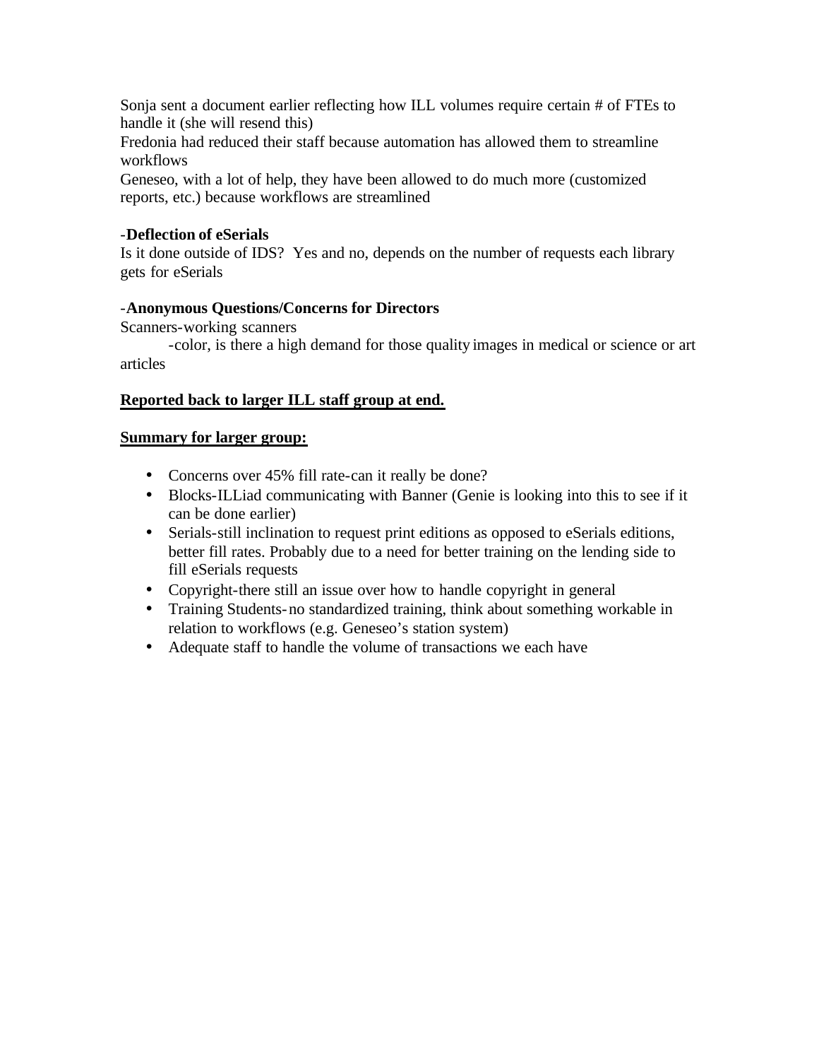Sonja sent a document earlier reflecting how ILL volumes require certain # of FTEs to handle it (she will resend this)
Fredonia had reduced their staff because automation has allowed them to streamline workflows
Geneseo, with a lot of help, they have been allowed to do much more (customized reports, etc.) because workflows are streamlined

-**Deflection of eSerials**
Is it done outside of IDS? Yes and no, depends on the number of requests each library gets for eSerials

-**Anonymous Questions/Concerns for Directors**
Scanners-working scanners
-color, is there a high demand for those quality images in medical or science or art articles

**Reported back to larger ILL staff group at end.**

**Summary for larger group:**

- Concerns over 45% fill rate-can it really be done?
- Blocks-ILLiad communicating with Banner (Genie is looking into this to see if it can be done earlier)
- Serials-still inclination to request print editions as opposed to eSerials editions, better fill rates. Probably due to a need for better training on the lending side to fill eSerials requests
- Copyright-there still an issue over how to handle copyright in general
- Training Students-no standardized training, think about something workable in relation to workflows (e.g. Geneseo's station system)
- Adequate staff to handle the volume of transactions we each have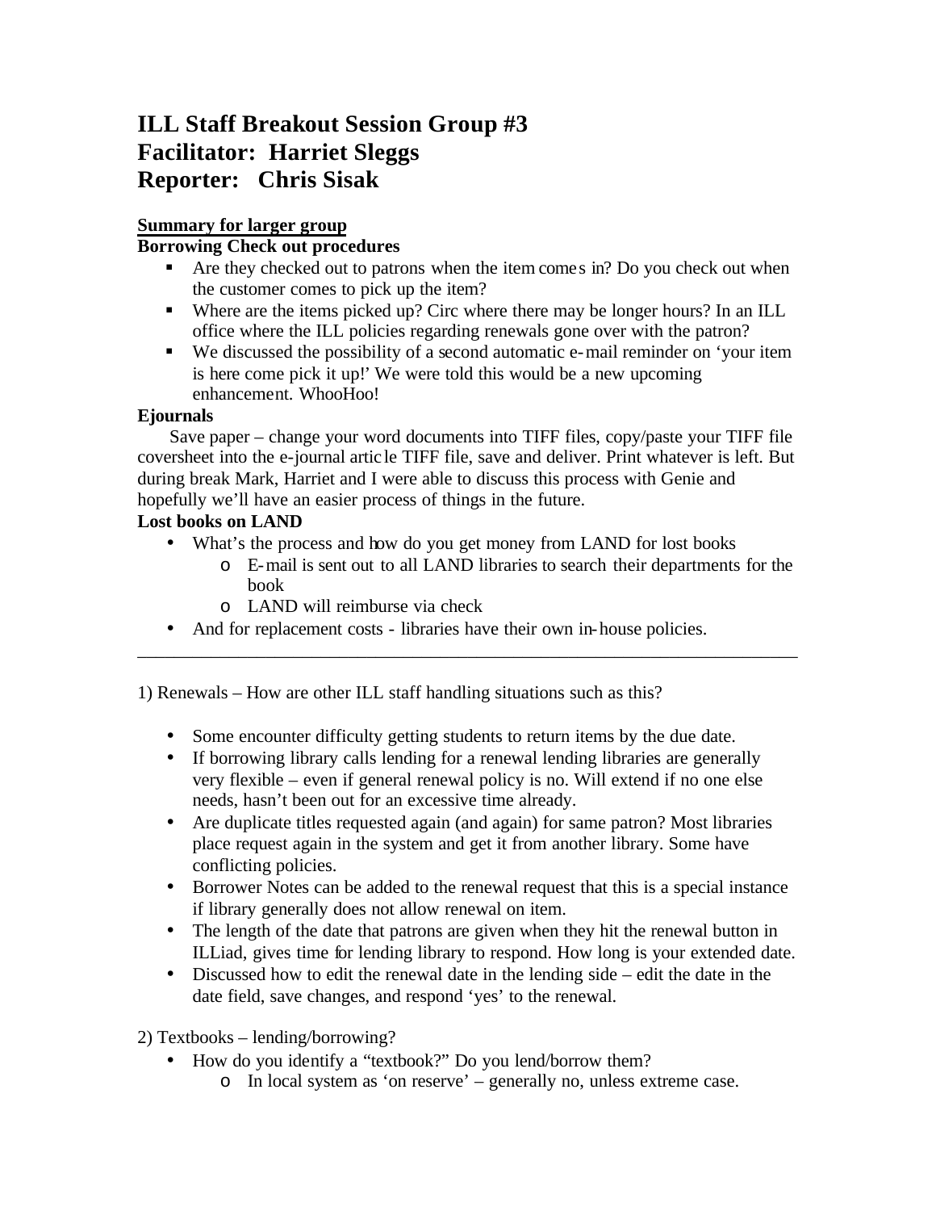# ILL Staff Breakout Session Group #3
# Facilitator: Harriet Sleggs
# Reporter: Chris Sisak

**Summary for larger group**

**Borrowing Check out procedures**

- Are they checked out to patrons when the item comes in? Do you check out when the customer comes to pick up the item?
- Where are the items picked up? Circ where there may be longer hours? In an ILL office where the ILL policies regarding renewals gone over with the patron?
- We discussed the possibility of a second automatic e-mail reminder on 'your item is here come pick it up!' We were told this would be a new upcoming enhancement. WhooHoo!

**Ejournals**

Save paper – change your word documents into TIFF files, copy/paste your TIFF file coversheet into the e-journal article TIFF file, save and deliver. Print whatever is left. But during break Mark, Harriet and I were able to discuss this process with Genie and hopefully we'll have an easier process of things in the future.

**Lost books on LAND**

- What's the process and how do you get money from LAND for lost books
  - E-mail is sent out to all LAND libraries to search their departments for the book
  - LAND will reimburse via check
- And for replacement costs - libraries have their own in-house policies.

---

1) Renewals – How are other ILL staff handling situations such as this?

- Some encounter difficulty getting students to return items by the due date.
- If borrowing library calls lending for a renewal lending libraries are generally very flexible – even if general renewal policy is no. Will extend if no one else needs, hasn't been out for an excessive time already.
- Are duplicate titles requested again (and again) for same patron? Most libraries place request again in the system and get it from another library. Some have conflicting policies.
- Borrower Notes can be added to the renewal request that this is a special instance if library generally does not allow renewal on item.
- The length of the date that patrons are given when they hit the renewal button in ILLiad, gives time for lending library to respond. How long is your extended date.
- Discussed how to edit the renewal date in the lending side – edit the date in the date field, save changes, and respond 'yes' to the renewal.

2) Textbooks – lending/borrowing?

- How do you identify a "textbook?" Do you lend/borrow them?
  - In local system as 'on reserve' – generally no, unless extreme case.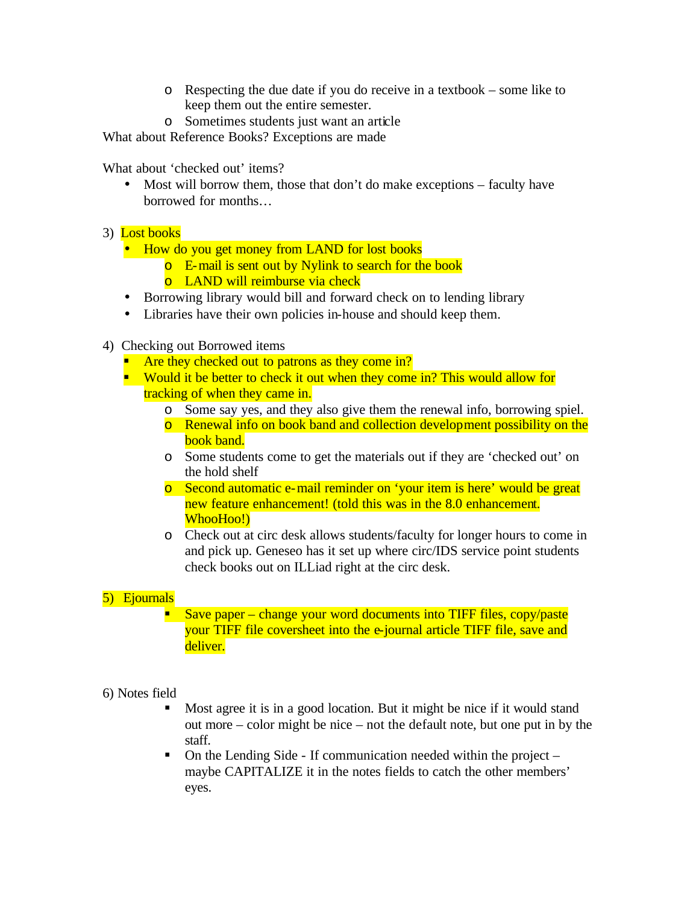- Respecting the due date if you do receive in a textbook – some like to keep them out the entire semester.
  - Sometimes students just want an article

What about Reference Books? Exceptions are made

What about 'checked out' items?

- Most will borrow them, those that don't do make exceptions – faculty have borrowed for months…

3) Lost books
- How do you get money from LAND for lost books
  - E-mail is sent out by Nylink to search for the book
  - LAND will reimburse via check
- Borrowing library would bill and forward check on to lending library
- Libraries have their own policies in-house and should keep them.

4) Checking out Borrowed items
- Are they checked out to patrons as they come in?
- Would it be better to check it out when they come in? This would allow for tracking of when they came in.
  - Some say yes, and they also give them the renewal info, borrowing spiel.
  - Renewal info on book band and collection development possibility on the book band.
  - Some students come to get the materials out if they are 'checked out' on the hold shelf
  - Second automatic e-mail reminder on 'your item is here' would be great new feature enhancement! (told this was in the 8.0 enhancement. WhooHoo!)
  - Check out at circ desk allows students/faculty for longer hours to come in and pick up. Geneseo has it set up where circ/IDS service point students check books out on ILLiad right at the circ desk.

5) Ejournals
  - Save paper – change your word documents into TIFF files, copy/paste your TIFF file coversheet into the e-journal article TIFF file, save and deliver.

6) Notes field
  - Most agree it is in a good location. But it might be nice if it would stand out more – color might be nice – not the default note, but one put in by the staff.
  - On the Lending Side - If communication needed within the project – maybe CAPITALIZE it in the notes fields to catch the other members' eyes.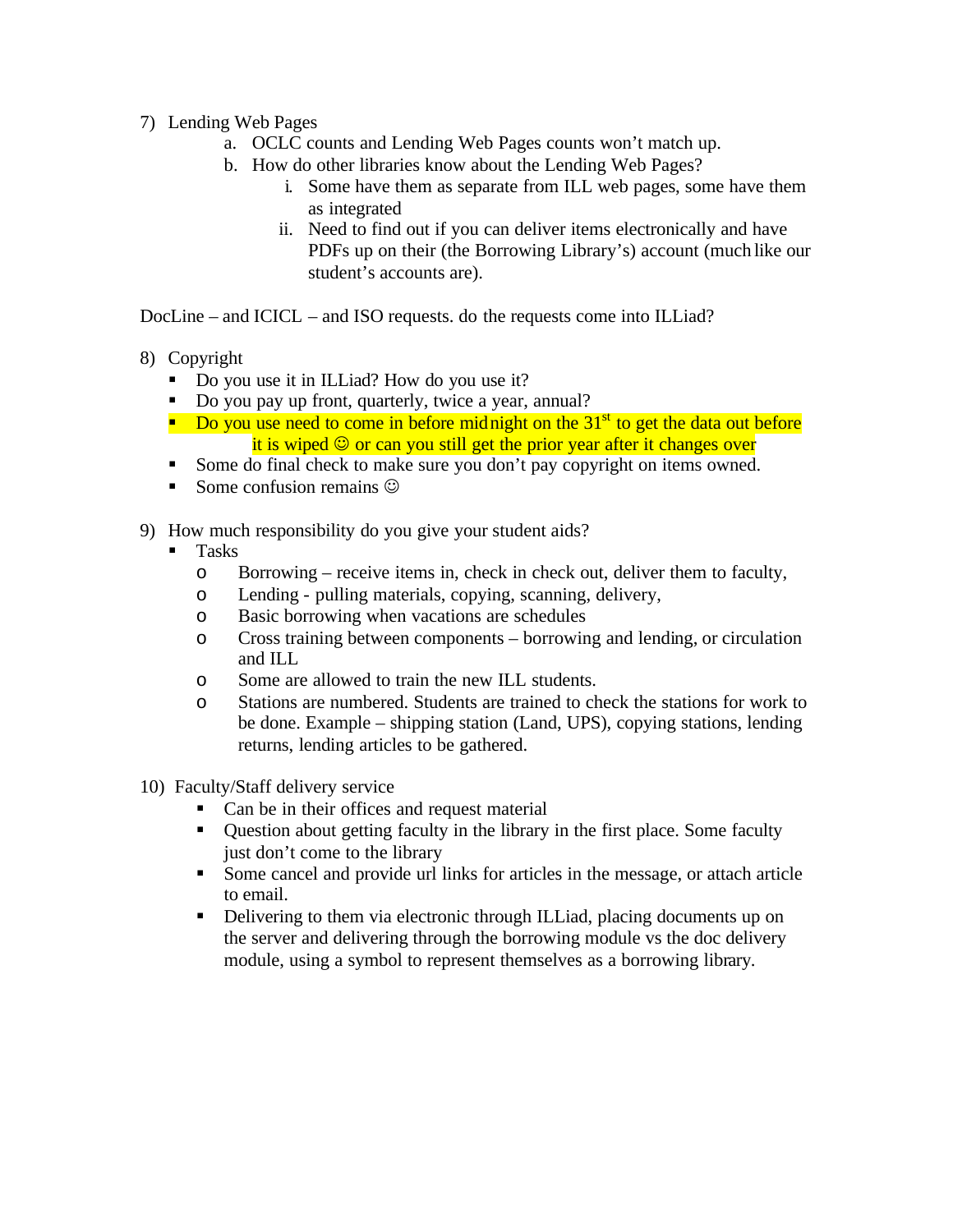7) Lending Web Pages
   a. OCLC counts and Lending Web Pages counts won't match up.
   b. How do other libraries know about the Lending Web Pages?
      i. Some have them as separate from ILL web pages, some have them as integrated
      ii. Need to find out if you can deliver items electronically and have PDFs up on their (the Borrowing Library's) account (much like our student's accounts are).

DocLine – and ICICL – and ISO requests. do the requests come into ILLiad?

8) Copyright
   - Do you use it in ILLiad? How do you use it?
   - Do you pay up front, quarterly, twice a year, annual?
   - Do you use need to come in before midnight on the 31st to get the data out before it is wiped ☺ or can you still get the prior year after it changes over
   - Some do final check to make sure you don't pay copyright on items owned.
   - Some confusion remains ☺

9) How much responsibility do you give your student aids?
   - Tasks
     - Borrowing – receive items in, check in check out, deliver them to faculty,
     - Lending - pulling materials, copying, scanning, delivery,
     - Basic borrowing when vacations are schedules
     - Cross training between components – borrowing and lending, or circulation and ILL
     - Some are allowed to train the new ILL students.
     - Stations are numbered. Students are trained to check the stations for work to be done. Example – shipping station (Land, UPS), copying stations, lending returns, lending articles to be gathered.

10) Faculty/Staff delivery service
   - Can be in their offices and request material
   - Question about getting faculty in the library in the first place. Some faculty just don't come to the library
   - Some cancel and provide url links for articles in the message, or attach article to email.
   - Delivering to them via electronic through ILLiad, placing documents up on the server and delivering through the borrowing module vs the doc delivery module, using a symbol to represent themselves as a borrowing library.